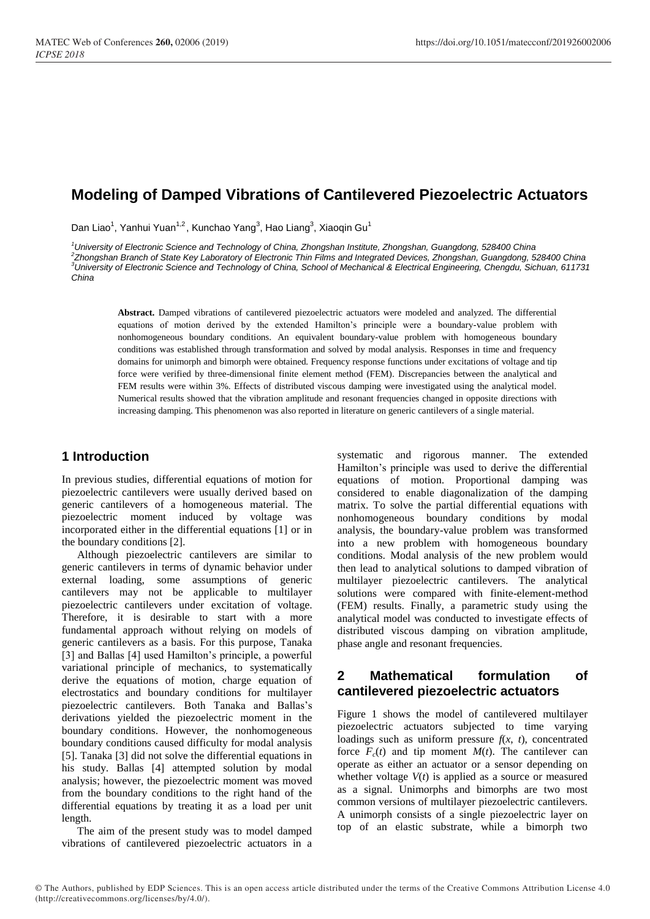# Modeling of Damped Vibrations of Cantilevered Piezoelectric Actuators

Dan Liao[1], Yanhui Yuan[1,2], Kunchao Yang[3], Hao Liang[3], Xiaoqin Gu[1]

[1]*University of Electronic Science and Technology of China, Zhongshan Institute, Zhongshan, Guangdong, 528400 China*
[2]*Zhongshan Branch of State Key Laboratory of Electronic Thin Films and Integrated Devices, Zhongshan, Guangdong, 528400 China*
[3]*University of Electronic Science and Technology of China, School of Mechanical & Electrical Engineering, Chengdu, Sichuan, 611731 China*

**Abstract.** Damped vibrations of cantilevered piezoelectric actuators were modeled and analyzed. The differential equations of motion derived by the extended Hamilton's principle were a boundary-value problem with nonhomogeneous boundary conditions. An equivalent boundary-value problem with homogeneous boundary conditions was established through transformation and solved by modal analysis. Responses in time and frequency domains for unimorph and bimorph were obtained. Frequency response functions under excitations of voltage and tip force were verified by three-dimensional finite element method (FEM). Discrepancies between the analytical and FEM results were within 3%. Effects of distributed viscous damping were investigated using the analytical model. Numerical results showed that the vibration amplitude and resonant frequencies changed in opposite directions with increasing damping. This phenomenon was also reported in literature on generic cantilevers of a single material.

## 1 Introduction

In previous studies, differential equations of motion for piezoelectric cantilevers were usually derived based on generic cantilevers of a homogeneous material. The piezoelectric moment induced by voltage was incorporated either in the differential equations [1] or in the boundary conditions [2].

Although piezoelectric cantilevers are similar to generic cantilevers in terms of dynamic behavior under external loading, some assumptions of generic cantilevers may not be applicable to multilayer piezoelectric cantilevers under excitation of voltage. Therefore, it is desirable to start with a more fundamental approach without relying on models of generic cantilevers as a basis. For this purpose, Tanaka [3] and Ballas [4] used Hamilton's principle, a powerful variational principle of mechanics, to systematically derive the equations of motion, charge equation of electrostatics and boundary conditions for multilayer piezoelectric cantilevers. Both Tanaka and Ballas's derivations yielded the piezoelectric moment in the boundary conditions. However, the nonhomogeneous boundary conditions caused difficulty for modal analysis [5]. Tanaka [3] did not solve the differential equations in his study. Ballas [4] attempted solution by modal analysis; however, the piezoelectric moment was moved from the boundary conditions to the right hand of the differential equations by treating it as a load per unit length.

The aim of the present study was to model damped vibrations of cantilevered piezoelectric actuators in a systematic and rigorous manner. The extended Hamilton's principle was used to derive the differential equations of motion. Proportional damping was considered to enable diagonalization of the damping matrix. To solve the partial differential equations with nonhomogeneous boundary conditions by modal analysis, the boundary-value problem was transformed into a new problem with homogeneous boundary conditions. Modal analysis of the new problem would then lead to analytical solutions to damped vibration of multilayer piezoelectric cantilevers. The analytical solutions were compared with finite-element-method (FEM) results. Finally, a parametric study using the analytical model was conducted to investigate effects of distributed viscous damping on vibration amplitude, phase angle and resonant frequencies.

## 2 Mathematical formulation of cantilevered piezoelectric actuators

Figure 1 shows the model of cantilevered multilayer piezoelectric actuators subjected to time varying loadings such as uniform pressure $f(x, t)$, concentrated force $F_c(t)$ and tip moment $M(t)$. The cantilever can operate as either an actuator or a sensor depending on whether voltage $V(t)$ is applied as a source or measured as a signal. Unimorphs and bimorphs are two most common versions of multilayer piezoelectric cantilevers. A unimorph consists of a single piezoelectric layer on top of an elastic substrate, while a bimorph two

© The Authors, published by EDP Sciences. This is an open access article distributed under the terms of the Creative Commons Attribution License 4.0 (http://creativecommons.org/licenses/by/4.0/).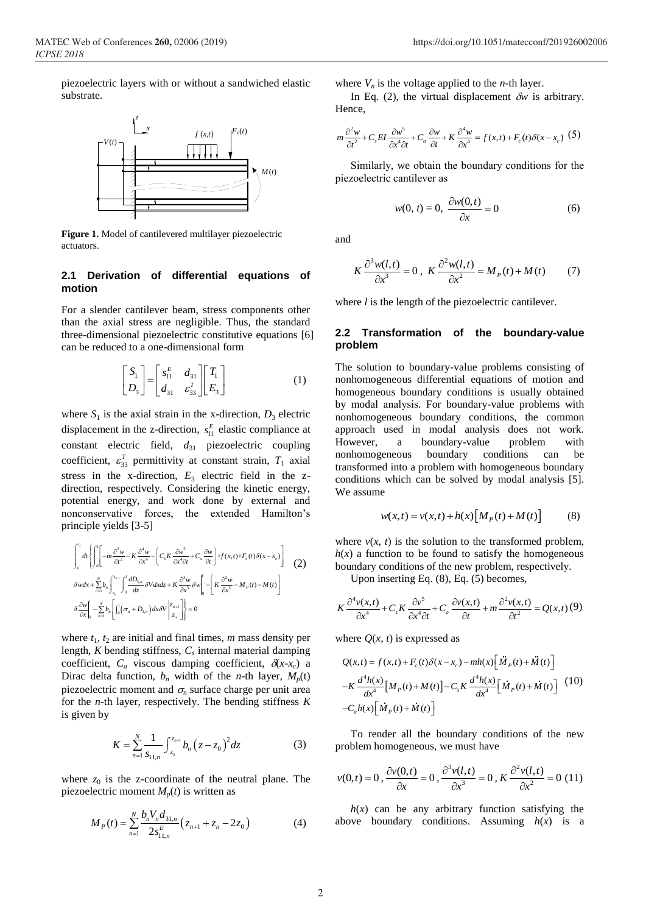piezoelectric layers with or without a sandwiched elastic substrate.

**Figure 1.** Model of cantilevered multilayer piezoelectric actuators.

### 2.1 Derivation of differential equations of motion

For a slender cantilever beam, stress components other than the axial stress are negligible. Thus, the standard three-dimensional piezoelectric constitutive equations [6] can be reduced to a one-dimensional form

$$\begin{bmatrix} S_1 \\ D_3 \end{bmatrix} = \begin{bmatrix} s_{11}^E & d_{31} \\ d_{31} & \varepsilon_{33}^T \end{bmatrix} \begin{bmatrix} T_1 \\ E_3 \end{bmatrix} \tag{1}$$

where $S_1$ is the axial strain in the x-direction, $D_3$ electric displacement in the z-direction, $s_{11}^E$ elastic compliance at constant electric field, $d_{31}$ piezoelectric coupling coefficient, $\varepsilon_{33}^T$ permittivity at constant strain, $T_1$ axial stress in the x-direction, $E_3$ electric field in the z-direction, respectively. Considering the kinetic energy, potential energy, and work done by external and nonconservative forces, the extended Hamilton's principle yields [3-5]

$$\begin{aligned}
&\int_{t_1}^{t_2} dt \left\{ \int_0^l \left[ -m\frac{\partial^2 w}{\partial t^2} - K\frac{\partial^4 w}{\partial x^4} - \left( C_s K \frac{\partial w^5}{\partial x^4 \partial t} + C_a \frac{\partial w}{\partial t} \right) + f(x,t) + F_c(t)\delta(x-x_c) \right] \right. \\
&\delta w dx + \sum_{n=1}^{N} b_n \int_{z_n}^{z_{n+1}} \int_0^l \frac{dD_{3,n}}{dz} \delta V dx dz + K\frac{\partial^3 w}{\partial x^3}\delta w \Big|_0^l - \left[ K\frac{\partial^2 w}{\partial x^2} - M_P(t) - M(t) \right] \\
&\left. \delta \frac{\partial w}{\partial x} \Big|_0^l - \sum_{n=1}^{N} b_n \left[ \int_0^l \left( \sigma_n + D_{3,n} \right) dx \delta V \Big|_{z_n}^{z_{n+1}} \right] \right\} = 0
\end{aligned} \tag{2}$$

where $t_1$, $t_2$ are initial and final times, $m$ mass density per length, $K$ bending stiffness, $C_s$ internal material damping coefficient, $C_a$ viscous damping coefficient, $\delta(x\text{-}x_c)$ a Dirac delta function, $b_n$ width of the $n$-th layer, $M_p(t)$ piezoelectric moment and $\sigma_n$ surface charge per unit area for the $n$-th layer, respectively. The bending stiffness $K$ is given by

$$K = \sum_{n=1}^{N} \frac{1}{s_{11,n}} \int_{z_n}^{z_{n+1}} b_n \left( z - z_0 \right)^2 dz \tag{3}$$

where $z_0$ is the z-coordinate of the neutral plane. The piezoelectric moment $M_p(t)$ is written as

$$M_P(t) = \sum_{n=1}^{N} \frac{b_n V_n d_{31,n}}{2 s_{11,n}^E} \left( z_{n+1} + z_n - 2z_0 \right) \tag{4}$$

where $V_n$ is the voltage applied to the $n$-th layer.

In Eq. (2), the virtual displacement $\delta w$ is arbitrary. Hence,

$$m\frac{\partial^2 w}{\partial t^2} + C_s EI \frac{\partial w^5}{\partial x^4 \partial t} + C_a \frac{\partial w}{\partial t} + K\frac{\partial^4 w}{\partial x^4} = f(x,t) + F_c(t)\delta(x-x_c) \tag{5}$$

Similarly, we obtain the boundary conditions for the piezoelectric cantilever as

$$w(0,\, t) = 0,\ \frac{\partial w(0,t)}{\partial x} = 0 \tag{6}$$

and

$$K\frac{\partial^3 w(l,t)}{\partial x^3} = 0\,,\ K\frac{\partial^2 w(l,t)}{\partial x^2} = M_P(t) + M(t) \tag{7}$$

where $l$ is the length of the piezoelectric cantilever.

### 2.2 Transformation of the boundary-value problem

The solution to boundary-value problems consisting of nonhomogeneous differential equations of motion and homogeneous boundary conditions is usually obtained by modal analysis. For boundary-value problems with nonhomogeneous boundary conditions, the common approach used in modal analysis does not work. However, a boundary-value problem with nonhomogeneous boundary conditions can be transformed into a problem with homogeneous boundary conditions which can be solved by modal analysis [5]. We assume

$$w(x,t) = v(x,t) + h(x)\left[ M_P(t) + M(t) \right] \tag{8}$$

where $v(x, t)$ is the solution to the transformed problem, $h(x)$ a function to be found to satisfy the homogeneous boundary conditions of the new problem, respectively.

Upon inserting Eq. (8), Eq. (5) becomes,

$$K\frac{\partial^4 v(x,t)}{\partial x^4} + C_s K \frac{\partial v^5}{\partial x^4 \partial t} + C_a \frac{\partial v(x,t)}{\partial t} + m\frac{\partial^2 v(x,t)}{\partial t^2} = Q(x,t) \tag{9}$$

where $Q(x, t)$ is expressed as

$$\begin{aligned}
Q(x,t) &= f(x,t) + F_c(t)\delta(x-x_c) - mh(x)\left[ \ddot{M}_P(t) + \ddot{M}(t) \right] \\
&- K\frac{d^4 h(x)}{dx^4}\left[ M_P(t) + M(t) \right] - C_s K \frac{d^4 h(x)}{dx^4}\left[ \dot{M}_P(t) + \dot{M}(t) \right] \\
&- C_a h(x)\left[ \dot{M}_P(t) + \dot{M}(t) \right]
\end{aligned} \tag{10}$$

To render all the boundary conditions of the new problem homogeneous, we must have

$$v(0,t) = 0\,,\ \frac{\partial v(0,t)}{\partial x} = 0\,,\ \frac{\partial^3 v(l,t)}{\partial x^3} = 0\,,\ K\frac{\partial^2 v(l,t)}{\partial x^2} = 0 \tag{11}$$

$h(x)$ can be any arbitrary function satisfying the above boundary conditions. Assuming $h(x)$ is a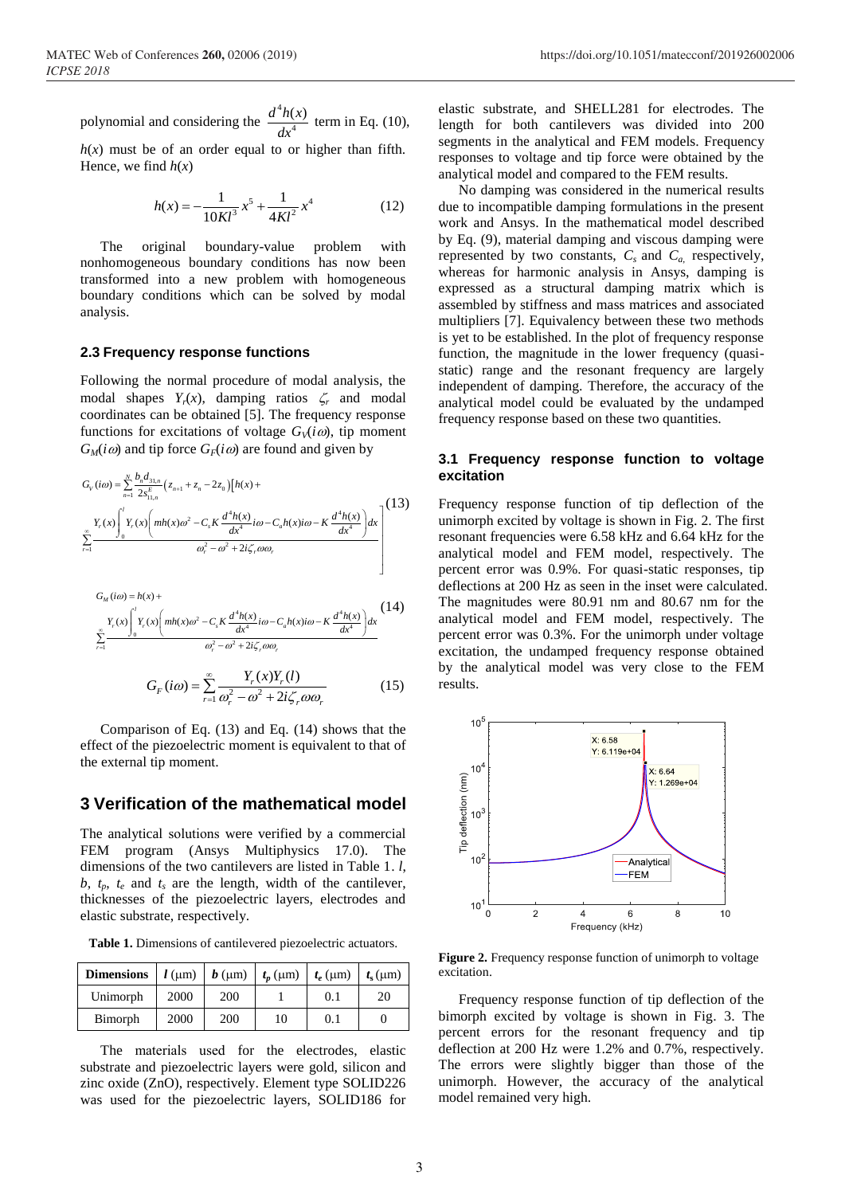polynomial and considering the $\frac{d^4h(x)}{dx^4}$ term in Eq. (10), $h(x)$ must be of an order equal to or higher than fifth. Hence, we find $h(x)$

$$h(x) = -\frac{1}{10Kl^3}x^5 + \frac{1}{4Kl^2}x^4 \tag{12}$$

The original boundary-value problem with nonhomogeneous boundary conditions has now been transformed into a new problem with homogeneous boundary conditions which can be solved by modal analysis.

### 2.3 Frequency response functions

Following the normal procedure of modal analysis, the modal shapes $Y_r(x)$, damping ratios $\zeta_r$ and modal coordinates can be obtained [5]. The frequency response functions for excitations of voltage $G_V(i\omega)$, tip moment $G_M(i\omega)$ and tip force $G_F(i\omega)$ are found and given by

$$G_V(i\omega) = \sum_{n=1}^{N} \frac{b_n d_{31,n}}{2s_{11,n}^E}\left(z_{n+1} + z_n - 2z_0\right)\left[h(x) + \sum_{r=1}^{\infty} \frac{Y_r(x)\int_0^l Y_r(x)\left(mh(x)\omega^2 - C_s K\frac{d^4h(x)}{dx^4}i\omega - C_a h(x)i\omega - K\frac{d^4h(x)}{dx^4}\right)dx}{\omega_r^2 - \omega^2 + 2i\zeta_r\omega\omega_r}\right] \tag{13}$$

$$G_M(i\omega) = h(x) + \sum_{r=1}^{\infty} \frac{Y_r(x)\int_0^l Y_r(x)\left(mh(x)\omega^2 - C_s K\frac{d^4h(x)}{dx^4}i\omega - C_a h(x)i\omega - K\frac{d^4h(x)}{dx^4}\right)dx}{\omega_r^2 - \omega^2 + 2i\zeta_r\omega\omega_r} \tag{14}$$

$$G_F(i\omega) = \sum_{r=1}^{\infty} \frac{Y_r(x)Y_r(l)}{\omega_r^2 - \omega^2 + 2i\zeta_r\omega\omega_r} \tag{15}$$

Comparison of Eq. (13) and Eq. (14) shows that the effect of the piezoelectric moment is equivalent to that of the external tip moment.

## 3 Verification of the mathematical model

The analytical solutions were verified by a commercial FEM program (Ansys Multiphysics 17.0). The dimensions of the two cantilevers are listed in Table 1. $l$, $b$, $t_p$, $t_e$ and $t_s$ are the length, width of the cantilever, thicknesses of the piezoelectric layers, electrodes and elastic substrate, respectively.

**Table 1.** Dimensions of cantilevered piezoelectric actuators.

| Dimensions | $l$ (μm) | $b$ (μm) | $t_p$ (μm) | $t_e$ (μm) | $t_s$ (μm) |
|---|---|---|---|---|---|
| Unimorph | 2000 | 200 | 1 | 0.1 | 20 |
| Bimorph | 2000 | 200 | 10 | 0.1 | 0 |

The materials used for the electrodes, elastic substrate and piezoelectric layers were gold, silicon and zinc oxide (ZnO), respectively. Element type SOLID226 was used for the piezoelectric layers, SOLID186 for elastic substrate, and SHELL281 for electrodes. The length for both cantilevers was divided into 200 segments in the analytical and FEM models. Frequency responses to voltage and tip force were obtained by the analytical model and compared to the FEM results.

No damping was considered in the numerical results due to incompatible damping formulations in the present work and Ansys. In the mathematical model described by Eq. (9), material damping and viscous damping were represented by two constants, $C_s$ and $C_a$, respectively, whereas for harmonic analysis in Ansys, damping is expressed as a structural damping matrix which is assembled by stiffness and mass matrices and associated multipliers [7]. Equivalency between these two methods is yet to be established. In the plot of frequency response function, the magnitude in the lower frequency (quasi-static) range and the resonant frequency are largely independent of damping. Therefore, the accuracy of the analytical model could be evaluated by the undamped frequency response based on these two quantities.

### 3.1 Frequency response function to voltage excitation

Frequency response function of tip deflection of the unimorph excited by voltage is shown in Fig. 2. The first resonant frequencies were 6.58 kHz and 6.64 kHz for the analytical model and FEM model, respectively. The percent error was 0.9%. For quasi-static responses, tip deflections at 200 Hz as seen in the inset were calculated. The magnitudes were 80.91 nm and 80.67 nm for the analytical model and FEM model, respectively. The percent error was 0.3%. For the unimorph under voltage excitation, the undamped frequency response obtained by the analytical model was very close to the FEM results.

**Figure 2.** Frequency response function of unimorph to voltage excitation.

Frequency response function of tip deflection of the bimorph excited by voltage is shown in Fig. 3. The percent errors for the resonant frequency and tip deflection at 200 Hz were 1.2% and 0.7%, respectively. The errors were slightly bigger than those of the unimorph. However, the accuracy of the analytical model remained very high.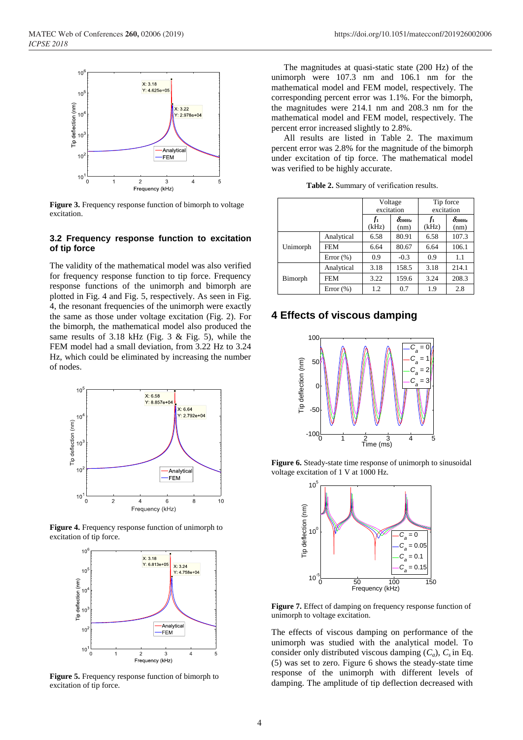Figure 3. Frequency response function of bimorph to voltage excitation.

### 3.2 Frequency response function to excitation of tip force

The validity of the mathematical model was also verified for frequency response function to tip force. Frequency response functions of the unimorph and bimorph are plotted in Fig. 4 and Fig. 5, respectively. As seen in Fig. 4, the resonant frequencies of the unimorph were exactly the same as those under voltage excitation (Fig. 2). For the bimorph, the mathematical model also produced the same results of 3.18 kHz (Fig. 3 & Fig. 5), while the FEM model had a small deviation, from 3.22 Hz to 3.24 Hz, which could be eliminated by increasing the number of nodes.

Figure 4. Frequency response function of unimorph to excitation of tip force.

Figure 5. Frequency response function of bimorph to excitation of tip force.

The magnitudes at quasi-static state (200 Hz) of the unimorph were 107.3 nm and 106.1 nm for the mathematical model and FEM model, respectively. The corresponding percent error was 1.1%. For the bimorph, the magnitudes were 214.1 nm and 208.3 nm for the mathematical model and FEM model, respectively. The percent error increased slightly to 2.8%.

All results are listed in Table 2. The maximum percent error was 2.8% for the magnitude of the bimorph under excitation of tip force. The mathematical model was verified to be highly accurate.

**Table 2.** Summary of verification results.

| | | Voltage excitation | | Tip force excitation | |
|---|---|---|---|---|---|
| | | $f_1$ (kHz) | $\delta_{200Hz}$ (nm) | $f_1$ (kHz) | $\delta_{200Hz}$ (nm) |
| Unimorph | Analytical | 6.58 | 80.91 | 6.58 | 107.3 |
| | FEM | 6.64 | 80.67 | 6.64 | 106.1 |
| | Error (%) | 0.9 | -0.3 | 0.9 | 1.1 |
| Bimorph | Analytical | 3.18 | 158.5 | 3.18 | 214.1 |
| | FEM | 3.22 | 159.6 | 3.24 | 208.3 |
| | Error (%) | 1.2 | 0.7 | 1.9 | 2.8 |

## 4 Effects of viscous damping

Figure 6. Steady-state time response of unimorph to sinusoidal voltage excitation of 1 V at 1000 Hz.

Figure 7. Effect of damping on frequency response function of unimorph to voltage excitation.

The effects of viscous damping on performance of the unimorph was studied with the analytical model. To consider only distributed viscous damping ($C_a$), $C_s$ in Eq. (5) was set to zero. Figure 6 shows the steady-state time response of the unimorph with different levels of damping. The amplitude of tip deflection decreased with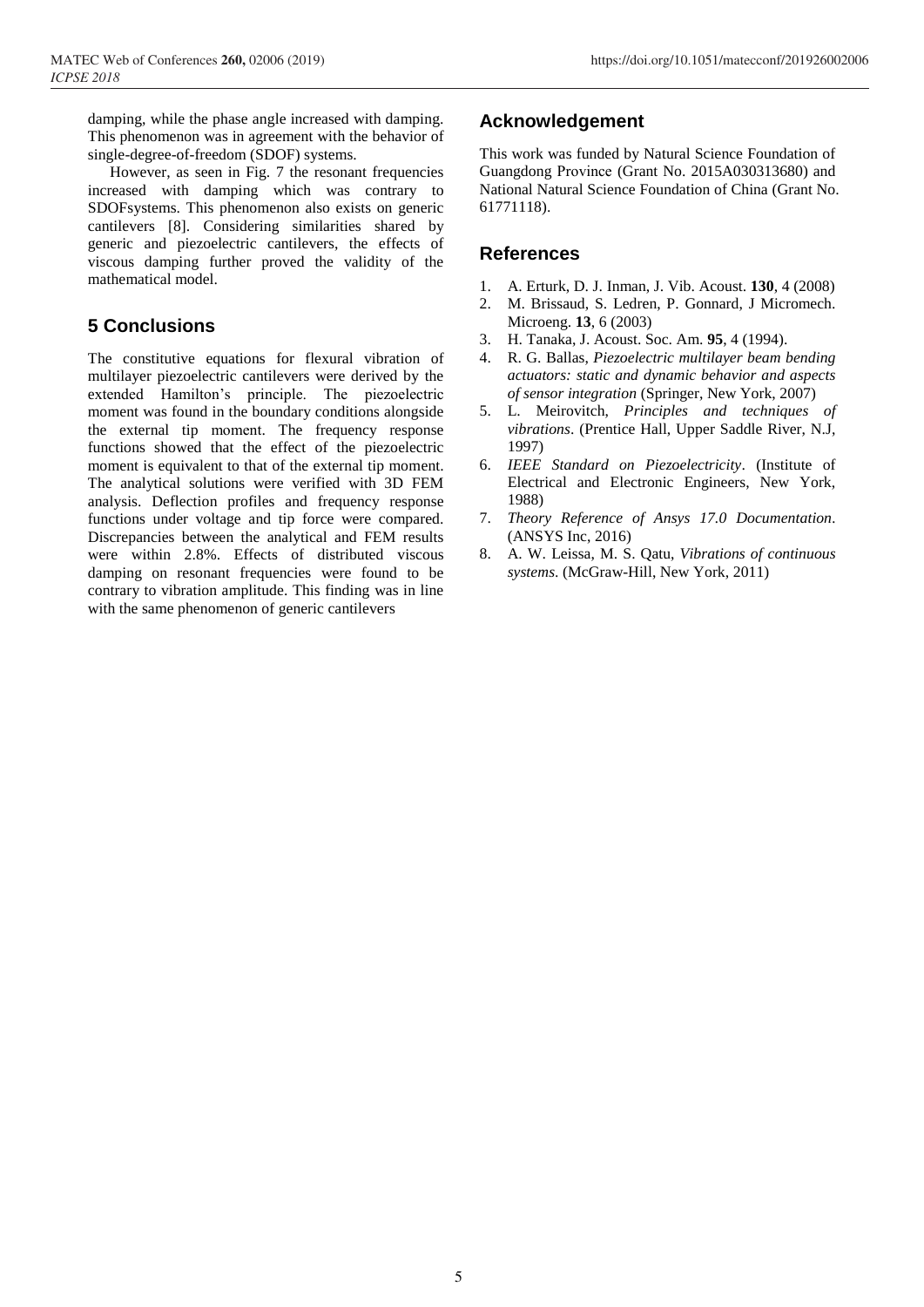damping, while the phase angle increased with damping. This phenomenon was in agreement with the behavior of single-degree-of-freedom (SDOF) systems.

However, as seen in Fig. 7 the resonant frequencies increased with damping which was contrary to SDOFsystems. This phenomenon also exists on generic cantilevers [8]. Considering similarities shared by generic and piezoelectric cantilevers, the effects of viscous damping further proved the validity of the mathematical model.

## 5 Conclusions

The constitutive equations for flexural vibration of multilayer piezoelectric cantilevers were derived by the extended Hamilton's principle. The piezoelectric moment was found in the boundary conditions alongside the external tip moment. The frequency response functions showed that the effect of the piezoelectric moment is equivalent to that of the external tip moment. The analytical solutions were verified with 3D FEM analysis. Deflection profiles and frequency response functions under voltage and tip force were compared. Discrepancies between the analytical and FEM results were within 2.8%. Effects of distributed viscous damping on resonant frequencies were found to be contrary to vibration amplitude. This finding was in line with the same phenomenon of generic cantilevers

## Acknowledgement

This work was funded by Natural Science Foundation of Guangdong Province (Grant No. 2015A030313680) and National Natural Science Foundation of China (Grant No. 61771118).

## References

1. A. Erturk, D. J. Inman, J. Vib. Acoust. **130**, 4 (2008)
2. M. Brissaud, S. Ledren, P. Gonnard, J Micromech. Microeng. **13**, 6 (2003)
3. H. Tanaka, J. Acoust. Soc. Am. **95**, 4 (1994).
4. R. G. Ballas, *Piezoelectric multilayer beam bending actuators: static and dynamic behavior and aspects of sensor integration* (Springer, New York, 2007)
5. L. Meirovitch, *Principles and techniques of vibrations*. (Prentice Hall, Upper Saddle River, N.J, 1997)
6. *IEEE Standard on Piezoelectricity*. (Institute of Electrical and Electronic Engineers, New York, 1988)
7. *Theory Reference of Ansys 17.0 Documentation*. (ANSYS Inc, 2016)
8. A. W. Leissa, M. S. Qatu, *Vibrations of continuous systems*. (McGraw-Hill, New York, 2011)